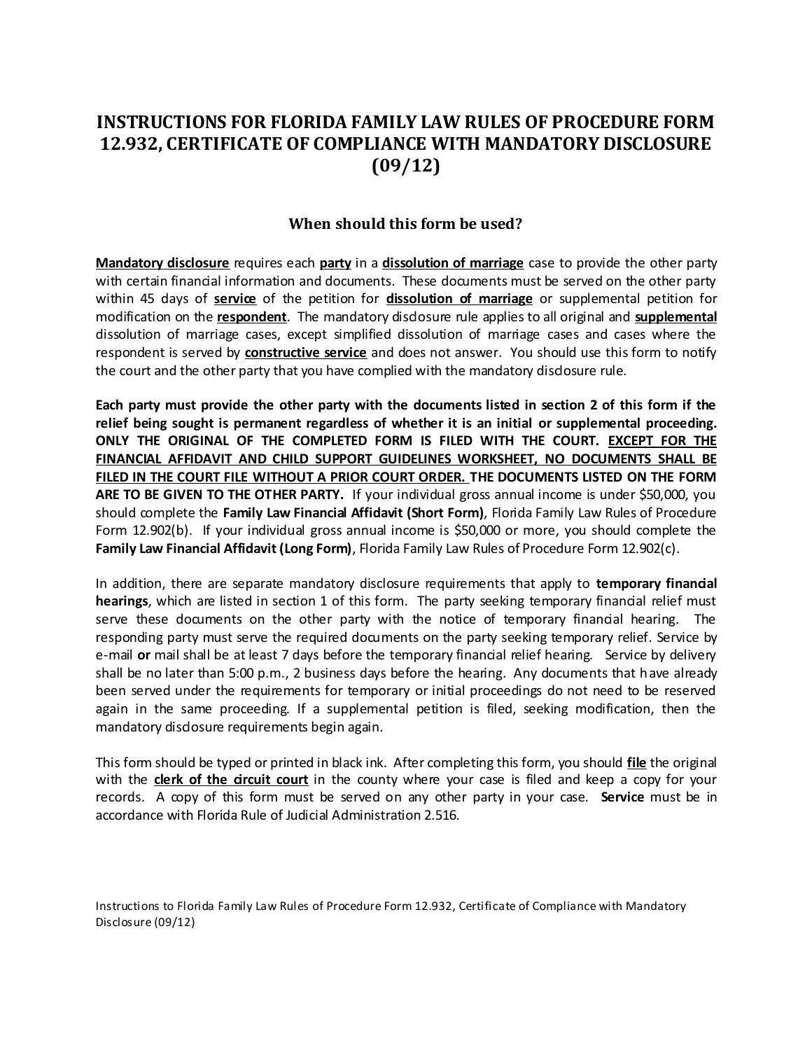# INSTRUCTIONS FOR FLORIDA FAMILY LAW RULES OF PROCEDURE FORM 12.932, CERTIFICATE OF COMPLIANCE WITH MANDATORY DISCLOSURE (09/12)

## When should this form be used?

**Mandatory disclosure** requires each **party** in a **dissolution of marriage** case to provide the other party with certain financial information and documents. These documents must be served on the other party within 45 days of **service** of the petition for **dissolution of marriage** or supplemental petition for modification on the **respondent**. The mandatory disclosure rule applies to all original and **supplemental** dissolution of marriage cases, except simplified dissolution of marriage cases and cases where the respondent is served by **constructive service** and does not answer. You should use this form to notify the court and the other party that you have complied with the mandatory disclosure rule.

**Each party must provide the other party with the documents listed in section 2 of this form if the relief being sought is permanent regardless of whether it is an initial or supplemental proceeding. ONLY THE ORIGINAL OF THE COMPLETED FORM IS FILED WITH THE COURT. EXCEPT FOR THE FINANCIAL AFFIDAVIT AND CHILD SUPPORT GUIDELINES WORKSHEET, NO DOCUMENTS SHALL BE FILED IN THE COURT FILE WITHOUT A PRIOR COURT ORDER. THE DOCUMENTS LISTED ON THE FORM ARE TO BE GIVEN TO THE OTHER PARTY.** If your individual gross annual income is under $50,000, you should complete the **Family Law Financial Affidavit (Short Form)**, Florida Family Law Rules of Procedure Form 12.902(b). If your individual gross annual income is $50,000 or more, you should complete the **Family Law Financial Affidavit (Long Form)**, Florida Family Law Rules of Procedure Form 12.902(c).

In addition, there are separate mandatory disclosure requirements that apply to **temporary financial hearings**, which are listed in section 1 of this form. The party seeking temporary financial relief must serve these documents on the other party with the notice of temporary financial hearing. The responding party must serve the required documents on the party seeking temporary relief. Service by e-mail **or** mail shall be at least 7 days before the temporary financial relief hearing. Service by delivery shall be no later than 5:00 p.m., 2 business days before the hearing. Any documents that have already been served under the requirements for temporary or initial proceedings do not need to be reserved again in the same proceeding. If a supplemental petition is filed, seeking modification, then the mandatory disclosure requirements begin again.

This form should be typed or printed in black ink. After completing this form, you should **file** the original with the **clerk of the circuit court** in the county where your case is filed and keep a copy for your records. A copy of this form must be served on any other party in your case. **Service** must be in accordance with Florida Rule of Judicial Administration 2.516.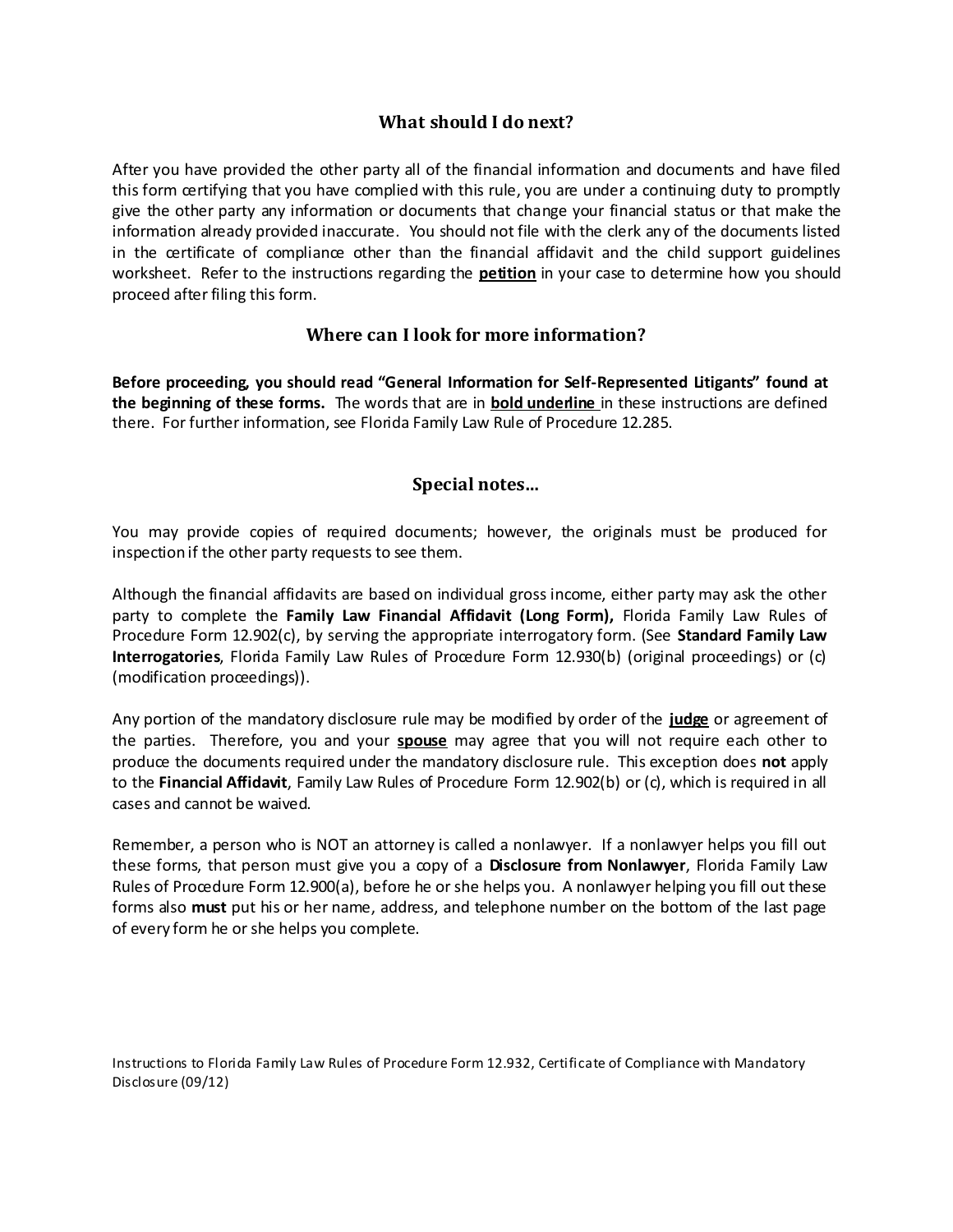## What should I do next?

After you have provided the other party all of the financial information and documents and have filed this form certifying that you have complied with this rule, you are under a continuing duty to promptly give the other party any information or documents that change your financial status or that make the information already provided inaccurate. You should not file with the clerk any of the documents listed in the certificate of compliance other than the financial affidavit and the child support guidelines worksheet. Refer to the instructions regarding the **<u>petition</u>** in your case to determine how you should proceed after filing this form.

## Where can I look for more information?

**Before proceeding, you should read "General Information for Self-Represented Litigants" found at the beginning of these forms.** The words that are in **<u>bold underline</u>** in these instructions are defined there. For further information, see Florida Family Law Rule of Procedure 12.285.

## Special notes...

You may provide copies of required documents; however, the originals must be produced for inspection if the other party requests to see them.

Although the financial affidavits are based on individual gross income, either party may ask the other party to complete the **Family Law Financial Affidavit (Long Form),** Florida Family Law Rules of Procedure Form 12.902(c), by serving the appropriate interrogatory form. (See **Standard Family Law Interrogatories**, Florida Family Law Rules of Procedure Form 12.930(b) (original proceedings) or (c) (modification proceedings)).

Any portion of the mandatory disclosure rule may be modified by order of the **<u>judge</u>** or agreement of the parties. Therefore, you and your **<u>spouse</u>** may agree that you will not require each other to produce the documents required under the mandatory disclosure rule. This exception does **not** apply to the **Financial Affidavit**, Family Law Rules of Procedure Form 12.902(b) or (c), which is required in all cases and cannot be waived.

Remember, a person who is NOT an attorney is called a nonlawyer. If a nonlawyer helps you fill out these forms, that person must give you a copy of a **Disclosure from Nonlawyer**, Florida Family Law Rules of Procedure Form 12.900(a), before he or she helps you. A nonlawyer helping you fill out these forms also **must** put his or her name, address, and telephone number on the bottom of the last page of every form he or she helps you complete.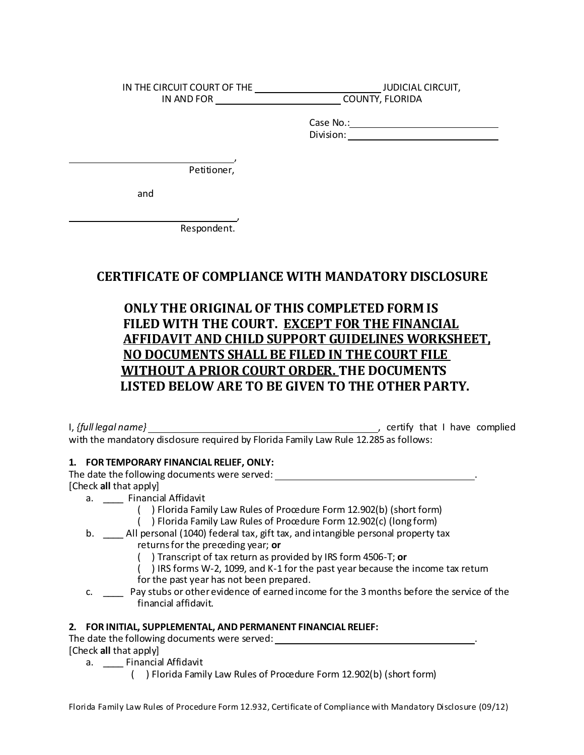IN THE CIRCUIT COURT OF THE \_\_\_\_\_\_\_\_\_\_\_\_\_\_\_\_\_\_\_\_\_\_\_\_ JUDICIAL CIRCUIT,
IN AND FOR \_\_\_\_\_\_\_\_\_\_\_\_\_\_\_\_\_\_\_\_\_\_\_\_ COUNTY, FLORIDA

Case No.: \_\_\_\_\_\_\_\_\_\_\_\_\_\_\_\_\_\_\_\_\_\_\_\_\_\_\_\_
Division: \_\_\_\_\_\_\_\_\_\_\_\_\_\_\_\_\_\_\_\_\_\_\_\_\_\_\_\_

\_\_\_\_\_\_\_\_\_\_\_\_\_\_\_\_\_\_\_\_\_\_\_\_\_\_\_\_\_\_\_\_\_\_\_\_,
Petitioner,

and

\_\_\_\_\_\_\_\_\_\_\_\_\_\_\_\_\_\_\_\_\_\_\_\_\_\_\_\_\_\_\_\_\_\_\_\_,
Respondent.

## CERTIFICATE OF COMPLIANCE WITH MANDATORY DISCLOSURE

**ONLY THE ORIGINAL OF THIS COMPLETED FORM IS FILED WITH THE COURT. <u>EXCEPT FOR THE FINANCIAL AFFIDAVIT AND CHILD SUPPORT GUIDELINES WORKSHEET, NO DOCUMENTS SHALL BE FILED IN THE COURT FILE WITHOUT A PRIOR COURT ORDER.</u> THE DOCUMENTS LISTED BELOW ARE TO BE GIVEN TO THE OTHER PARTY.**

I, *{full legal name}* \_\_\_\_\_\_\_\_\_\_\_\_\_\_\_\_\_\_\_\_\_\_\_\_\_\_\_\_\_\_\_\_\_\_\_\_\_\_\_\_\_\_\_\_\_\_, certify that I have complied with the mandatory disclosure required by Florida Family Law Rule 12.285 as follows:

**1. FOR TEMPORARY FINANCIAL RELIEF, ONLY:**
The date the following documents were served: \_\_\_\_\_\_\_\_\_\_\_\_\_\_\_\_\_\_\_\_\_\_\_\_\_\_\_\_\_\_\_\_\_\_\_\_\_\_\_\_\_\_.
[Check **all** that apply]

a. \_\_\_\_ Financial Affidavit
   ( ) Florida Family Law Rules of Procedure Form 12.902(b) (short form)
   ( ) Florida Family Law Rules of Procedure Form 12.902(c) (long form)

b. \_\_\_\_ All personal (1040) federal tax, gift tax, and intangible personal property tax returns for the preceding year; **or**
   ( ) Transcript of tax return as provided by IRS form 4506-T; **or**
   ( ) IRS forms W-2, 1099, and K-1 for the past year because the income tax return for the past year has not been prepared.

c. \_\_\_\_ Pay stubs or other evidence of earned income for the 3 months before the service of the financial affidavit.

**2. FOR INITIAL, SUPPLEMENTAL, AND PERMANENT FINANCIAL RELIEF:**
The date the following documents were served: \_\_\_\_\_\_\_\_\_\_\_\_\_\_\_\_\_\_\_\_\_\_\_\_\_\_\_\_\_\_\_\_\_\_\_\_\_\_\_\_\_\_.
[Check **all** that apply]

a. \_\_\_\_ Financial Affidavit
   ( ) Florida Family Law Rules of Procedure Form 12.902(b) (short form)

Florida Family Law Rules of Procedure Form 12.932, Certificate of Compliance with Mandatory Disclosure (09/12)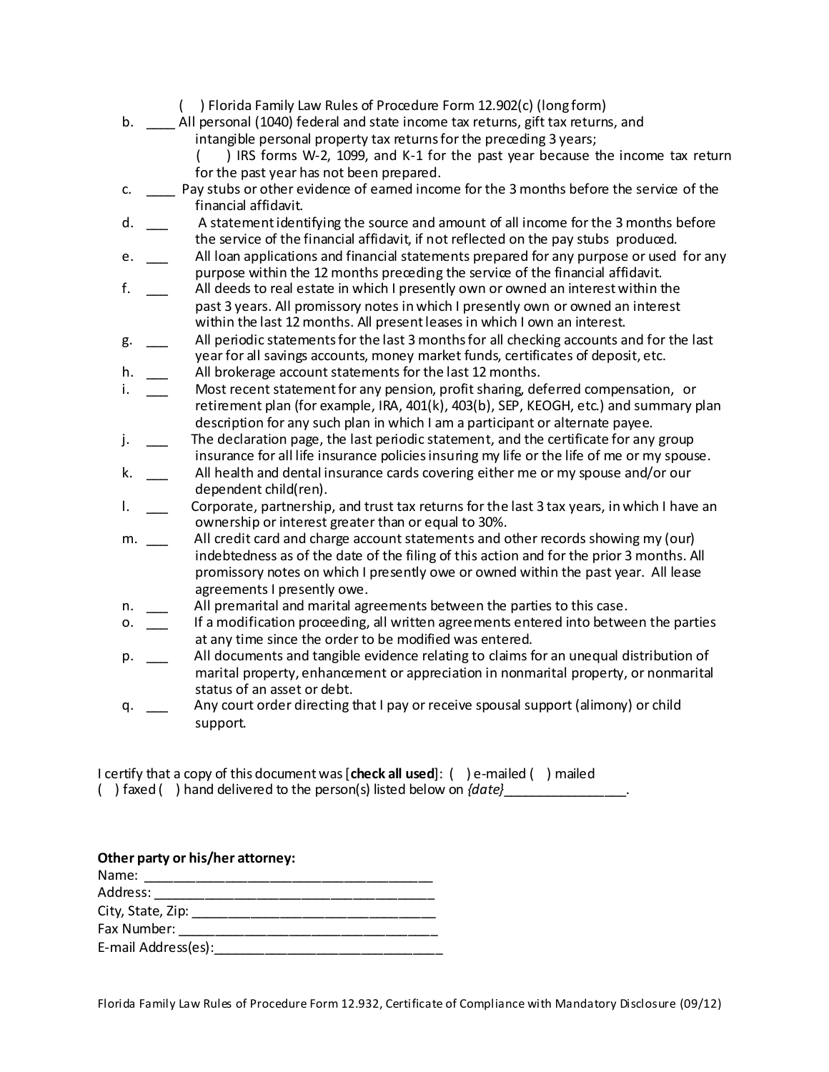( ) Florida Family Law Rules of Procedure Form 12.902(c) (long form)

b. ____ All personal (1040) federal and state income tax returns, gift tax returns, and intangible personal property tax returns for the preceding 3 years;

( ) IRS forms W-2, 1099, and K-1 for the past year because the income tax return for the past year has not been prepared.

c. ____ Pay stubs or other evidence of earned income for the 3 months before the service of the financial affidavit.

d. ___ A statement identifying the source and amount of all income for the 3 months before the service of the financial affidavit, if not reflected on the pay stubs produced.

e. ___ All loan applications and financial statements prepared for any purpose or used for any purpose within the 12 months preceding the service of the financial affidavit.

f. ___ All deeds to real estate in which I presently own or owned an interest within the past 3 years. All promissory notes in which I presently own or owned an interest within the last 12 months. All present leases in which I own an interest.

g. ___ All periodic statements for the last 3 months for all checking accounts and for the last year for all savings accounts, money market funds, certificates of deposit, etc.

h. ___ All brokerage account statements for the last 12 months.

i. ___ Most recent statement for any pension, profit sharing, deferred compensation, or retirement plan (for example, IRA, 401(k), 403(b), SEP, KEOGH, etc.) and summary plan description for any such plan in which I am a participant or alternate payee.

j. ___ The declaration page, the last periodic statement, and the certificate for any group insurance for all life insurance policies insuring my life or the life of me or my spouse.

k. ___ All health and dental insurance cards covering either me or my spouse and/or our dependent child(ren).

l. ___ Corporate, partnership, and trust tax returns for the last 3 tax years, in which I have an ownership or interest greater than or equal to 30%.

m. ___ All credit card and charge account statements and other records showing my (our) indebtedness as of the date of the filing of this action and for the prior 3 months. All promissory notes on which I presently owe or owned within the past year. All lease agreements I presently owe.

n. ___ All premarital and marital agreements between the parties to this case.

o. ___ If a modification proceeding, all written agreements entered into between the parties at any time since the order to be modified was entered.

p. ___ All documents and tangible evidence relating to claims for an unequal distribution of marital property, enhancement or appreciation in nonmarital property, or nonmarital status of an asset or debt.

q. ___ Any court order directing that I pay or receive spousal support (alimony) or child support.

I certify that a copy of this document was [**check all used**]: ( ) e-mailed ( ) mailed ( ) faxed ( ) hand delivered to the person(s) listed below on *{date}*________________.

**Other party or his/her attorney:**

Name: ______________________________________
Address: ____________________________________
City, State, Zip: _______________________________
Fax Number: _________________________________
E-mail Address(es):_____________________________

Florida Family Law Rules of Procedure Form 12.932, Certificate of Compliance with Mandatory Disclosure (09/12)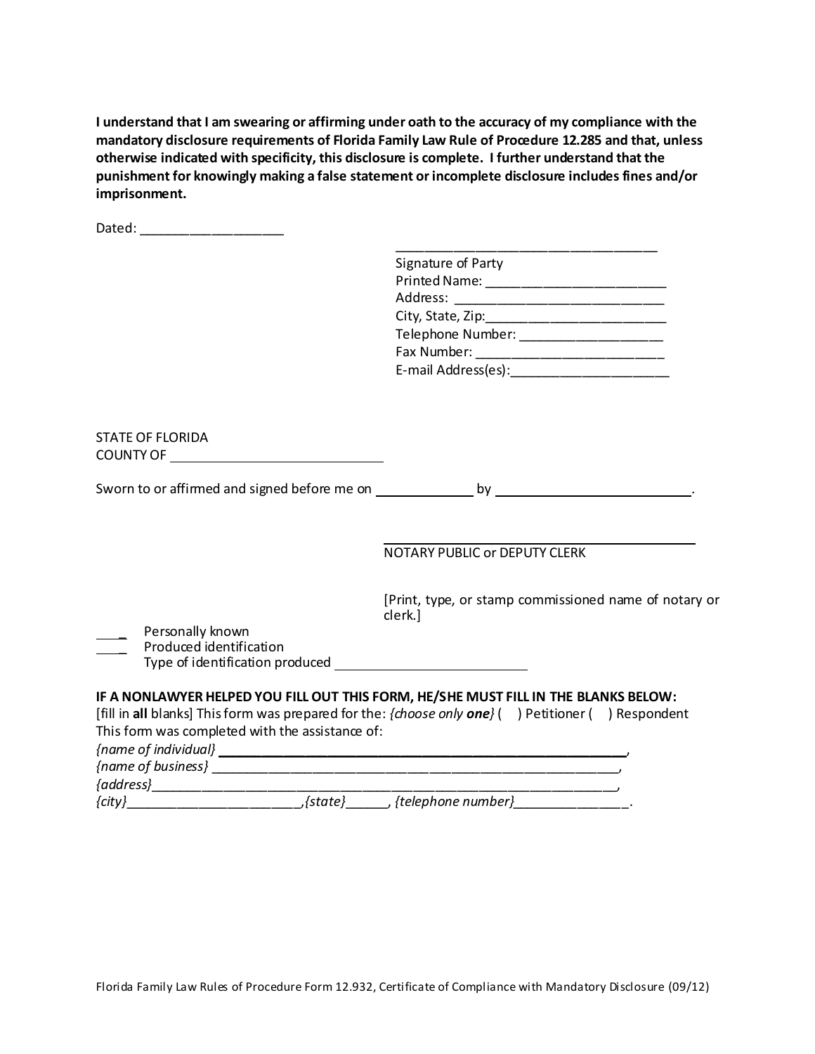**I understand that I am swearing or affirming under oath to the accuracy of my compliance with the mandatory disclosure requirements of Florida Family Law Rule of Procedure 12.285 and that, unless otherwise indicated with specificity, this disclosure is complete. I further understand that the punishment for knowingly making a false statement or incomplete disclosure includes fines and/or imprisonment.**

Dated: ____________________

_____________________________________
Signature of Party
Printed Name: _________________________
Address: _____________________________
City, State, Zip:_________________________
Telephone Number: ___________________
Fax Number: __________________________
E-mail Address(es):_____________________

STATE OF FLORIDA
COUNTY OF ____________________________

Sworn to or affirmed and signed before me on _____________ by ____________________________.

_____________________________________
NOTARY PUBLIC or DEPUTY CLERK

[Print, type, or stamp commissioned name of notary or clerk.]

____ Personally known
____ Produced identification
Type of identification produced __________________________

**IF A NONLAWYER HELPED YOU FILL OUT THIS FORM, HE/SHE MUST FILL IN THE BLANKS BELOW:**
[fill in **all** blanks] This form was prepared for the: *{choose only **one**}* ( ) Petitioner ( ) Respondent
This form was completed with the assistance of:
*{name of individual}* ____________________________________________________________,
*{name of business}* ____________________________________________________________,
*{address}*____________________________________________________________________,
*{city}*________________________,*{state}*______, *{telephone number}*________________.

Florida Family Law Rules of Procedure Form 12.932, Certificate of Compliance with Mandatory Disclosure (09/12)